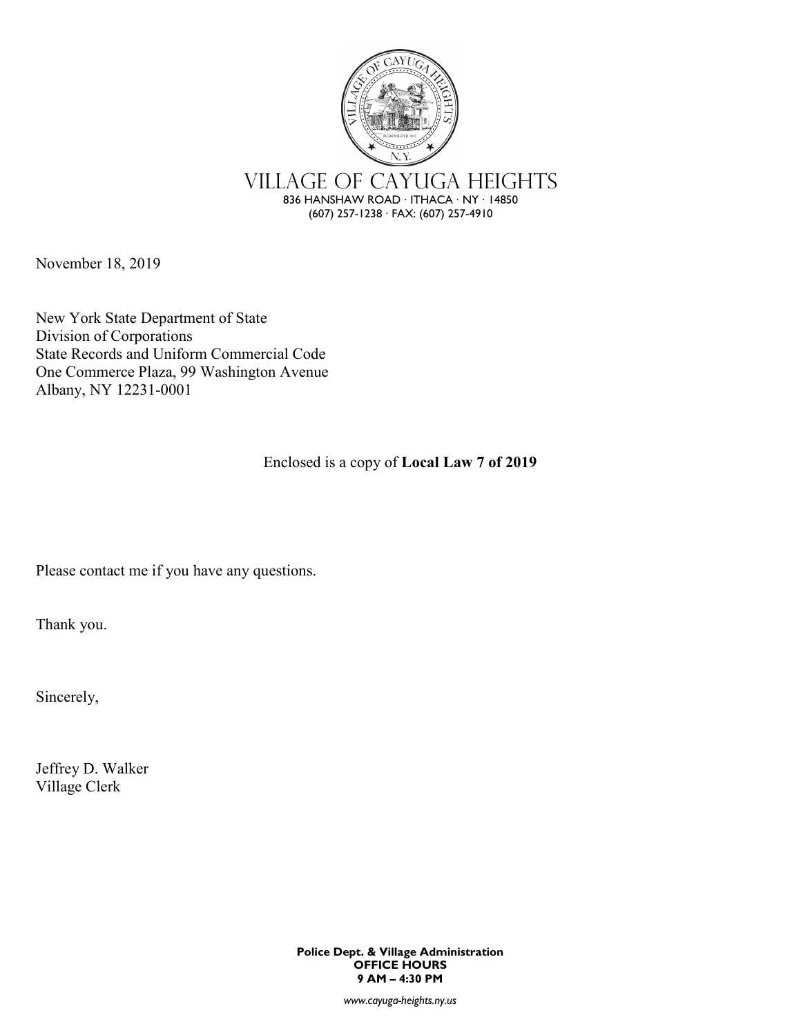# VILLAGE OF CAYUGA HEIGHTS

836 HANSHAW ROAD · ITHACA · NY · 14850
(607) 257-1238 · FAX: (607) 257-4910

November 18, 2019

New York State Department of State
Division of Corporations
State Records and Uniform Commercial Code
One Commerce Plaza, 99 Washington Avenue
Albany, NY 12231-0001

Enclosed is a copy of **Local Law 7 of 2019**

Please contact me if you have any questions.

Thank you.

Sincerely,

Jeffrey D. Walker
Village Clerk

**Police Dept. & Village Administration**
**OFFICE HOURS**
**9 AM – 4:30 PM**

*www.cayuga-heights.ny.us*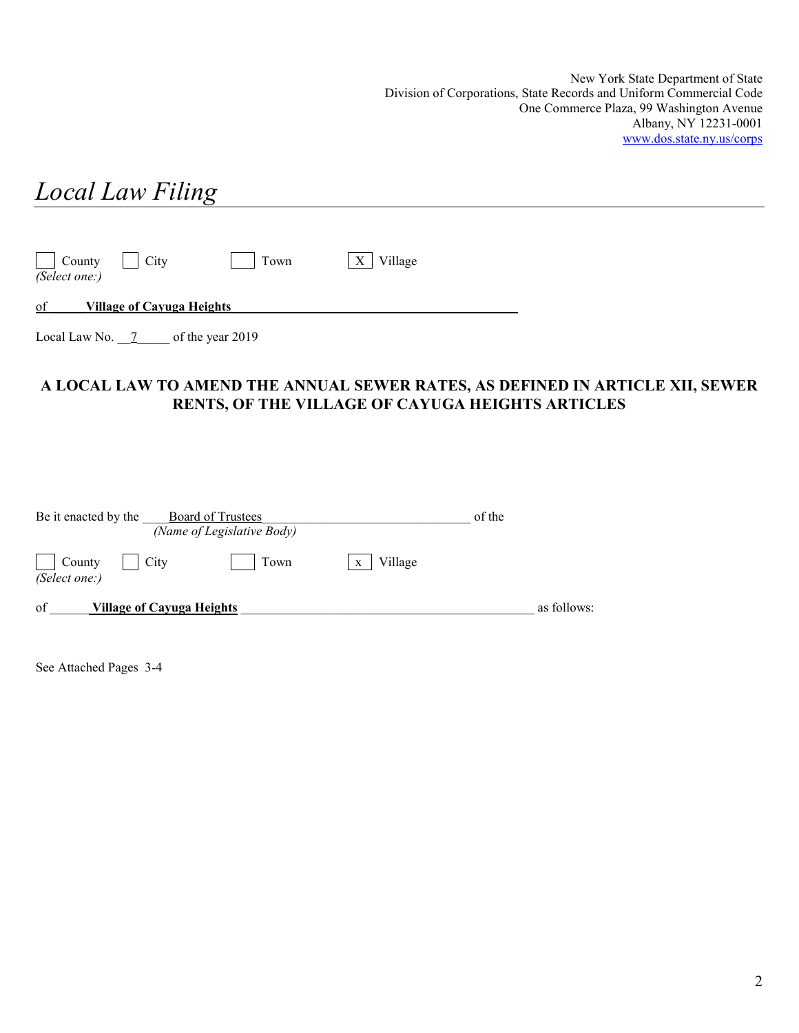New York State Department of State
Division of Corporations, State Records and Uniform Commercial Code
One Commerce Plaza, 99 Washington Avenue
Albany, NY 12231-0001
www.dos.state.ny.us/corps

# *Local Law Filing*

☐ County ☐ City ☐ Town ☒ Village
*(Select one:)*

of **Village of Cayuga Heights**

Local Law No. 7 of the year 2019

## A LOCAL LAW TO AMEND THE ANNUAL SEWER RATES, AS DEFINED IN ARTICLE XII, SEWER RENTS, OF THE VILLAGE OF CAYUGA HEIGHTS ARTICLES

Be it enacted by the Board of Trustees of the
*(Name of Legislative Body)*

☐ County ☐ City ☐ Town ☒ Village
*(Select one:)*

of **Village of Cayuga Heights** as follows:

See Attached Pages 3-4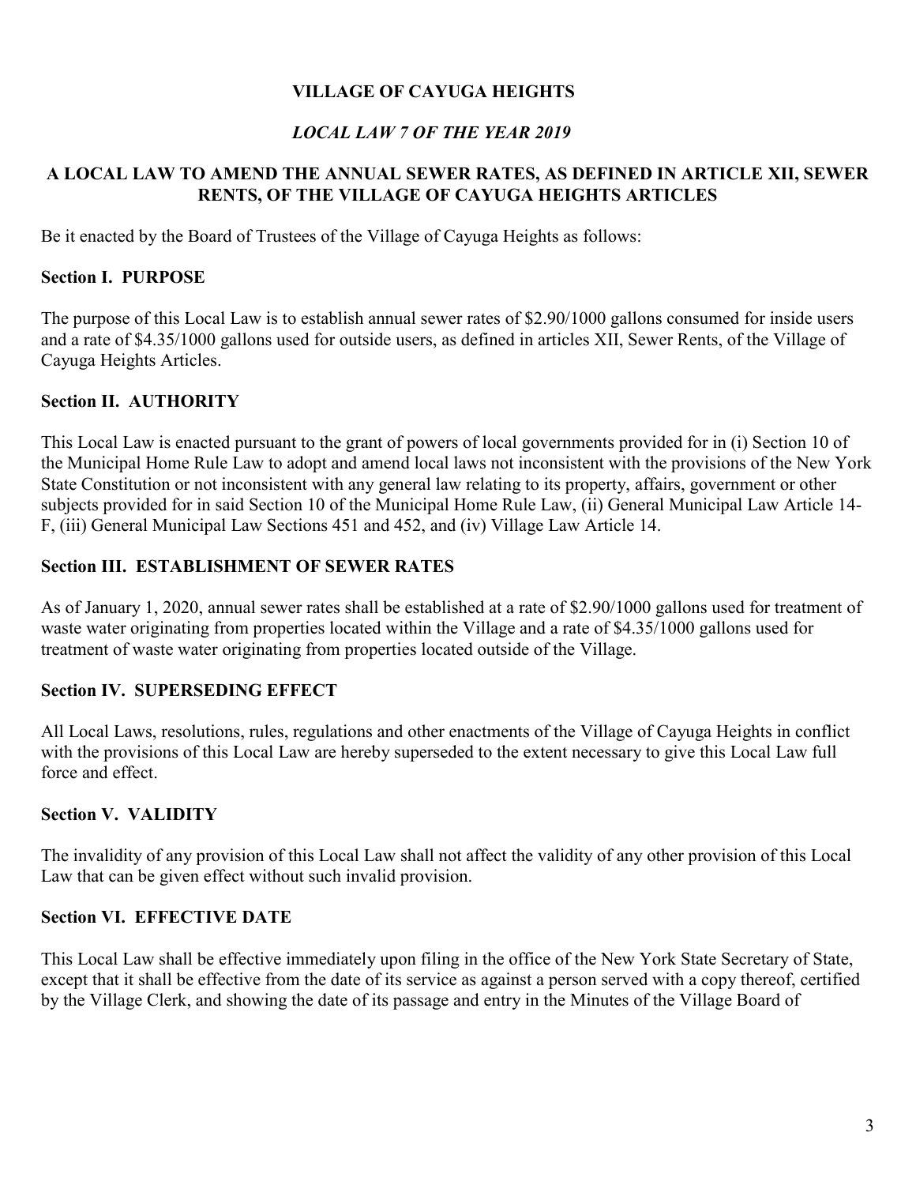**VILLAGE OF CAYUGA HEIGHTS**

***LOCAL LAW 7 OF THE YEAR 2019***

**A LOCAL LAW TO AMEND THE ANNUAL SEWER RATES, AS DEFINED IN ARTICLE XII, SEWER RENTS, OF THE VILLAGE OF CAYUGA HEIGHTS ARTICLES**

Be it enacted by the Board of Trustees of the Village of Cayuga Heights as follows:

**Section I. PURPOSE**

The purpose of this Local Law is to establish annual sewer rates of $2.90/1000 gallons consumed for inside users and a rate of $4.35/1000 gallons used for outside users, as defined in articles XII, Sewer Rents, of the Village of Cayuga Heights Articles.

**Section II. AUTHORITY**

This Local Law is enacted pursuant to the grant of powers of local governments provided for in (i) Section 10 of the Municipal Home Rule Law to adopt and amend local laws not inconsistent with the provisions of the New York State Constitution or not inconsistent with any general law relating to its property, affairs, government or other subjects provided for in said Section 10 of the Municipal Home Rule Law, (ii) General Municipal Law Article 14-F, (iii) General Municipal Law Sections 451 and 452, and (iv) Village Law Article 14.

**Section III. ESTABLISHMENT OF SEWER RATES**

As of January 1, 2020, annual sewer rates shall be established at a rate of $2.90/1000 gallons used for treatment of waste water originating from properties located within the Village and a rate of $4.35/1000 gallons used for treatment of waste water originating from properties located outside of the Village.

**Section IV. SUPERSEDING EFFECT**

All Local Laws, resolutions, rules, regulations and other enactments of the Village of Cayuga Heights in conflict with the provisions of this Local Law are hereby superseded to the extent necessary to give this Local Law full force and effect.

**Section V. VALIDITY**

The invalidity of any provision of this Local Law shall not affect the validity of any other provision of this Local Law that can be given effect without such invalid provision.

**Section VI. EFFECTIVE DATE**

This Local Law shall be effective immediately upon filing in the office of the New York State Secretary of State, except that it shall be effective from the date of its service as against a person served with a copy thereof, certified by the Village Clerk, and showing the date of its passage and entry in the Minutes of the Village Board of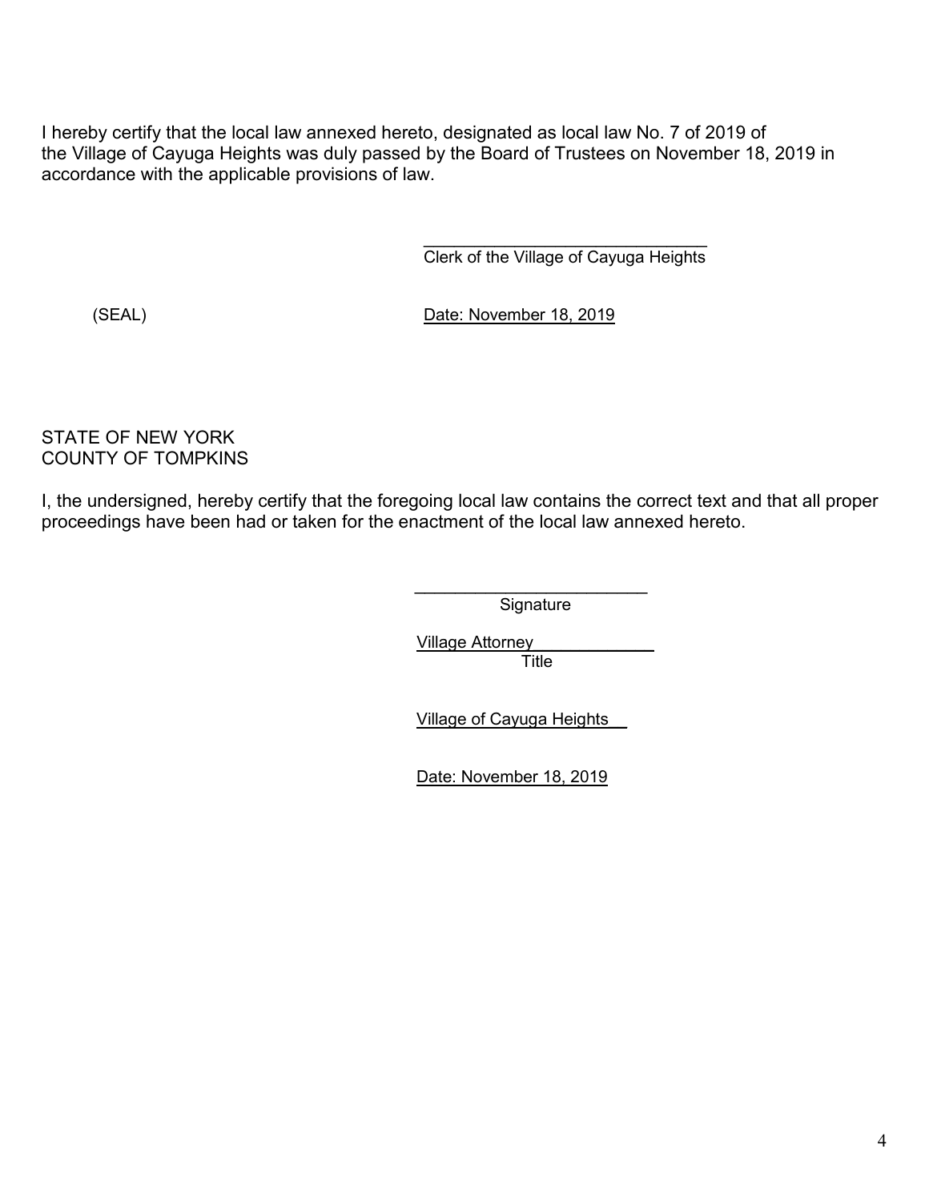I hereby certify that the local law annexed hereto, designated as local law No. 7 of 2019 of the Village of Cayuga Heights was duly passed by the Board of Trustees on November 18, 2019 in accordance with the applicable provisions of law.

\_\_\_\_\_\_\_\_\_\_\_\_\_\_\_\_\_\_\_\_\_\_\_\_\_\_\_\_\_\_
Clerk of the Village of Cayuga Heights

(SEAL)

Date: November 18, 2019

STATE OF NEW YORK
COUNTY OF TOMPKINS

I, the undersigned, hereby certify that the foregoing local law contains the correct text and that all proper proceedings have been had or taken for the enactment of the local law annexed hereto.

\_\_\_\_\_\_\_\_\_\_\_\_\_\_\_\_\_\_\_\_\_\_\_\_\_
Signature

Village Attorney
Title

Village of Cayuga Heights

Date: November 18, 2019